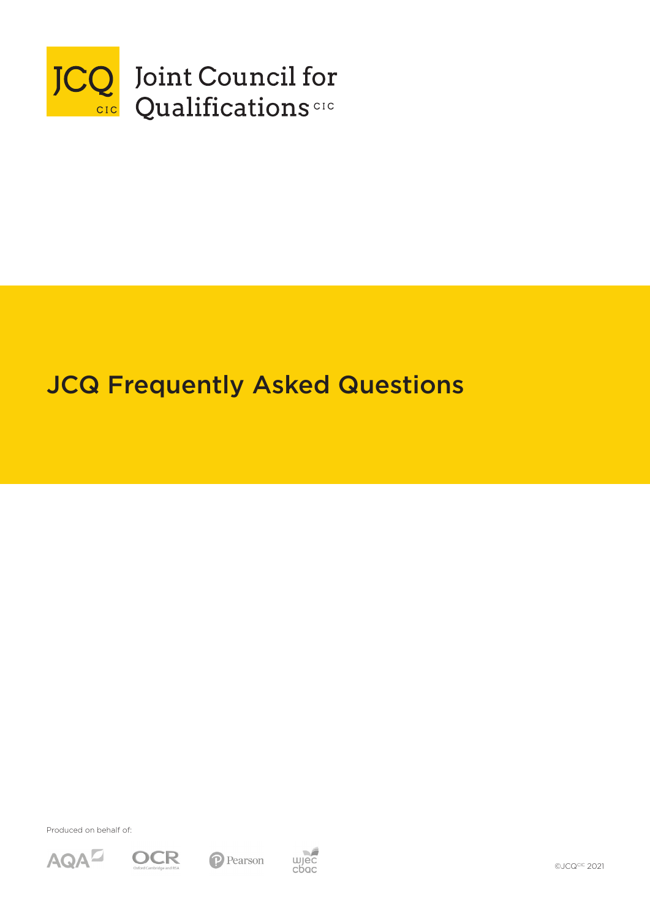JCQ CIC

Joint Council for Qualifications CIC

# JCQ Frequently Asked Questions

Produced on behalf of:

AQA OCR Pearson WJEC CBAC

©JCQ CIC 2021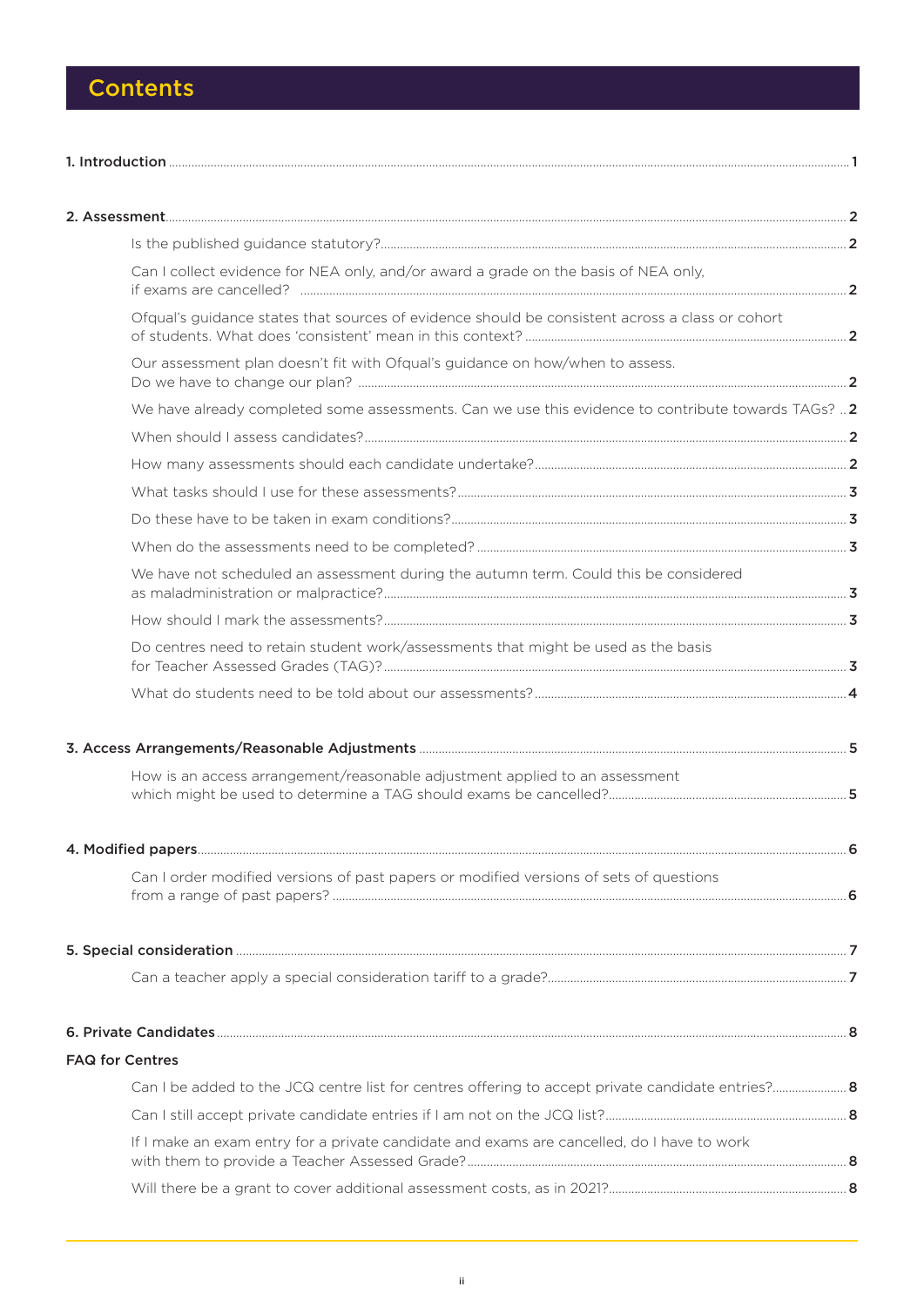# Contents

1. Introduction ..... 1

2. Assessment ..... 2

- Is the published guidance statutory? ..... 2
- Can I collect evidence for NEA only, and/or award a grade on the basis of NEA only, if exams are cancelled? ..... 2
- Ofqual's guidance states that sources of evidence should be consistent across a class or cohort of students. What does 'consistent' mean in this context? ..... 2
- Our assessment plan doesn't fit with Ofqual's guidance on how/when to assess. Do we have to change our plan? ..... 2
- We have already completed some assessments. Can we use this evidence to contribute towards TAGs? ..... 2
- When should I assess candidates? ..... 2
- How many assessments should each candidate undertake? ..... 2
- What tasks should I use for these assessments? ..... 3
- Do these have to be taken in exam conditions? ..... 3
- When do the assessments need to be completed? ..... 3
- We have not scheduled an assessment during the autumn term. Could this be considered as maladministration or malpractice? ..... 3
- How should I mark the assessments? ..... 3
- Do centres need to retain student work/assessments that might be used as the basis for Teacher Assessed Grades (TAG)? ..... 3
- What do students need to be told about our assessments? ..... 4

3. Access Arrangements/Reasonable Adjustments ..... 5

- How is an access arrangement/reasonable adjustment applied to an assessment which might be used to determine a TAG should exams be cancelled? ..... 5

4. Modified papers ..... 6

- Can I order modified versions of past papers or modified versions of sets of questions from a range of past papers? ..... 6

5. Special consideration ..... 7

- Can a teacher apply a special consideration tariff to a grade? ..... 7

6. Private Candidates ..... 8

**FAQ for Centres**

- Can I be added to the JCQ centre list for centres offering to accept private candidate entries? ..... 8
- Can I still accept private candidate entries if I am not on the JCQ list? ..... 8
- If I make an exam entry for a private candidate and exams are cancelled, do I have to work with them to provide a Teacher Assessed Grade? ..... 8
- Will there be a grant to cover additional assessment costs, as in 2021? ..... 8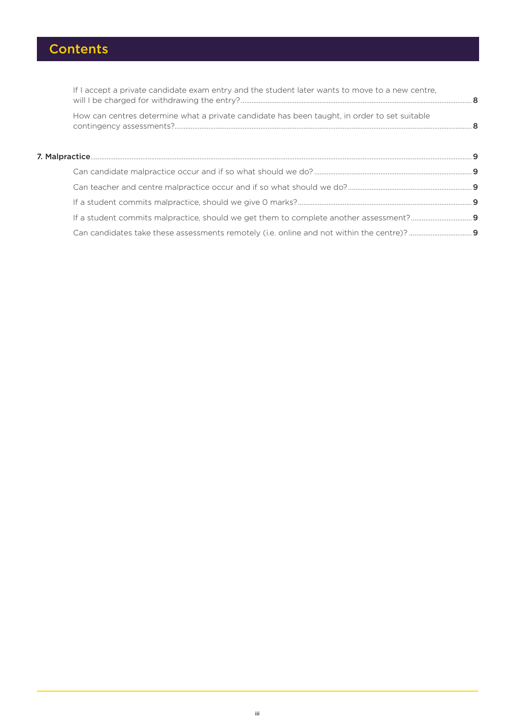## Contents

- If I accept a private candidate exam entry and the student later wants to move to a new centre, will I be charged for withdrawing the entry? ..... 8
- How can centres determine what a private candidate has been taught, in order to set suitable contingency assessments? ..... 8

**7. Malpractice** ..... 9

- Can candidate malpractice occur and if so what should we do? ..... 9
- Can teacher and centre malpractice occur and if so what should we do? ..... 9
- If a student commits malpractice, should we give 0 marks? ..... 9
- If a student commits malpractice, should we get them to complete another assessment? ..... 9
- Can candidates take these assessments remotely (i.e. online and not within the centre)? ..... 9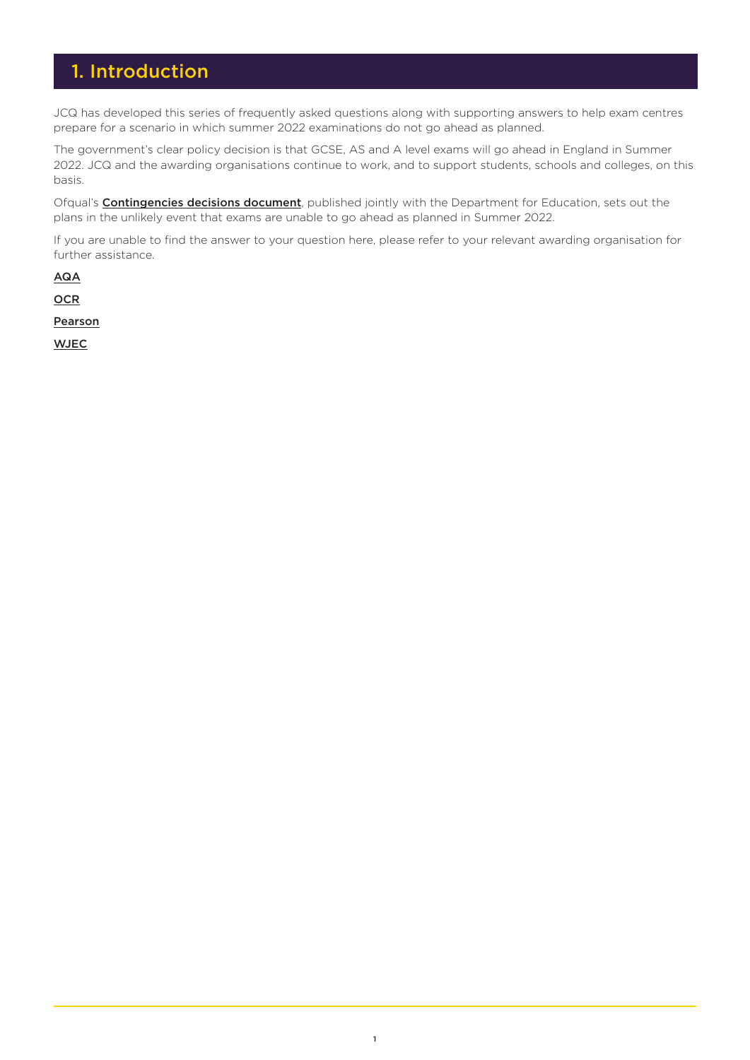# 1. Introduction

JCQ has developed this series of frequently asked questions along with supporting answers to help exam centres prepare for a scenario in which summer 2022 examinations do not go ahead as planned.

The government's clear policy decision is that GCSE, AS and A level exams will go ahead in England in Summer 2022. JCQ and the awarding organisations continue to work, and to support students, schools and colleges, on this basis.

Ofqual's **Contingencies decisions document**, published jointly with the Department for Education, sets out the plans in the unlikely event that exams are unable to go ahead as planned in Summer 2022.

If you are unable to find the answer to your question here, please refer to your relevant awarding organisation for further assistance.

AQA

OCR

Pearson

WJEC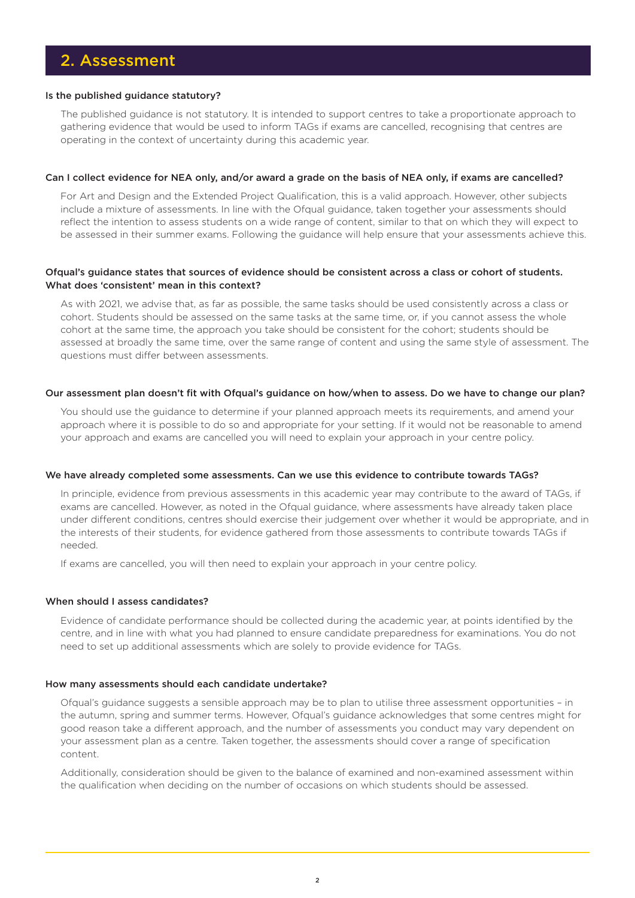## 2. Assessment

**Is the published guidance statutory?**

The published guidance is not statutory. It is intended to support centres to take a proportionate approach to gathering evidence that would be used to inform TAGs if exams are cancelled, recognising that centres are operating in the context of uncertainty during this academic year.

**Can I collect evidence for NEA only, and/or award a grade on the basis of NEA only, if exams are cancelled?**

For Art and Design and the Extended Project Qualification, this is a valid approach. However, other subjects include a mixture of assessments. In line with the Ofqual guidance, taken together your assessments should reflect the intention to assess students on a wide range of content, similar to that on which they will expect to be assessed in their summer exams. Following the guidance will help ensure that your assessments achieve this.

**Ofqual's guidance states that sources of evidence should be consistent across a class or cohort of students. What does 'consistent' mean in this context?**

As with 2021, we advise that, as far as possible, the same tasks should be used consistently across a class or cohort. Students should be assessed on the same tasks at the same time, or, if you cannot assess the whole cohort at the same time, the approach you take should be consistent for the cohort; students should be assessed at broadly the same time, over the same range of content and using the same style of assessment. The questions must differ between assessments.

**Our assessment plan doesn't fit with Ofqual's guidance on how/when to assess. Do we have to change our plan?**

You should use the guidance to determine if your planned approach meets its requirements, and amend your approach where it is possible to do so and appropriate for your setting. If it would not be reasonable to amend your approach and exams are cancelled you will need to explain your approach in your centre policy.

**We have already completed some assessments. Can we use this evidence to contribute towards TAGs?**

In principle, evidence from previous assessments in this academic year may contribute to the award of TAGs, if exams are cancelled. However, as noted in the Ofqual guidance, where assessments have already taken place under different conditions, centres should exercise their judgement over whether it would be appropriate, and in the interests of their students, for evidence gathered from those assessments to contribute towards TAGs if needed.

If exams are cancelled, you will then need to explain your approach in your centre policy.

**When should I assess candidates?**

Evidence of candidate performance should be collected during the academic year, at points identified by the centre, and in line with what you had planned to ensure candidate preparedness for examinations. You do not need to set up additional assessments which are solely to provide evidence for TAGs.

**How many assessments should each candidate undertake?**

Ofqual's guidance suggests a sensible approach may be to plan to utilise three assessment opportunities – in the autumn, spring and summer terms. However, Ofqual's guidance acknowledges that some centres might for good reason take a different approach, and the number of assessments you conduct may vary dependent on your assessment plan as a centre. Taken together, the assessments should cover a range of specification content.

Additionally, consideration should be given to the balance of examined and non-examined assessment within the qualification when deciding on the number of occasions on which students should be assessed.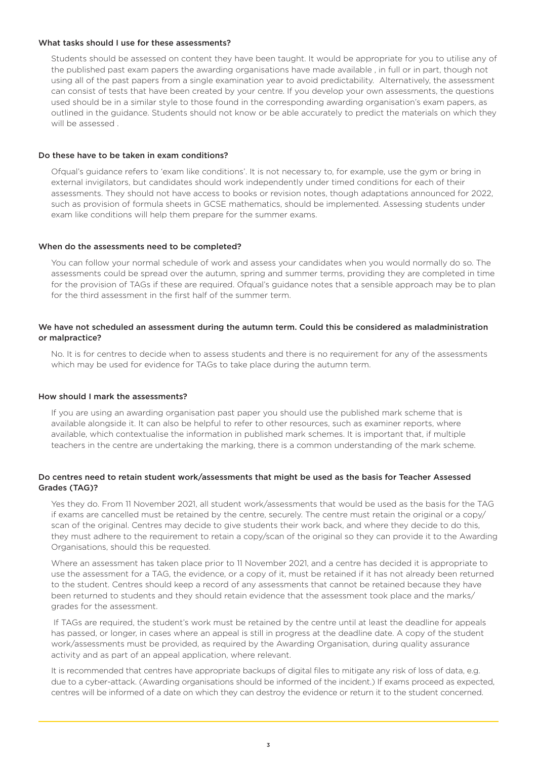### What tasks should I use for these assessments?

Students should be assessed on content they have been taught. It would be appropriate for you to utilise any of the published past exam papers the awarding organisations have made available , in full or in part, though not using all of the past papers from a single examination year to avoid predictability. Alternatively, the assessment can consist of tests that have been created by your centre. If you develop your own assessments, the questions used should be in a similar style to those found in the corresponding awarding organisation's exam papers, as outlined in the guidance. Students should not know or be able accurately to predict the materials on which they will be assessed .

### Do these have to be taken in exam conditions?

Ofqual's guidance refers to 'exam like conditions'. It is not necessary to, for example, use the gym or bring in external invigilators, but candidates should work independently under timed conditions for each of their assessments. They should not have access to books or revision notes, though adaptations announced for 2022, such as provision of formula sheets in GCSE mathematics, should be implemented. Assessing students under exam like conditions will help them prepare for the summer exams.

### When do the assessments need to be completed?

You can follow your normal schedule of work and assess your candidates when you would normally do so. The assessments could be spread over the autumn, spring and summer terms, providing they are completed in time for the provision of TAGs if these are required. Ofqual's guidance notes that a sensible approach may be to plan for the third assessment in the first half of the summer term.

### We have not scheduled an assessment during the autumn term. Could this be considered as maladministration or malpractice?

No. It is for centres to decide when to assess students and there is no requirement for any of the assessments which may be used for evidence for TAGs to take place during the autumn term.

### How should I mark the assessments?

If you are using an awarding organisation past paper you should use the published mark scheme that is available alongside it. It can also be helpful to refer to other resources, such as examiner reports, where available, which contextualise the information in published mark schemes. It is important that, if multiple teachers in the centre are undertaking the marking, there is a common understanding of the mark scheme.

### Do centres need to retain student work/assessments that might be used as the basis for Teacher Assessed Grades (TAG)?

Yes they do. From 11 November 2021, all student work/assessments that would be used as the basis for the TAG if exams are cancelled must be retained by the centre, securely. The centre must retain the original or a copy/scan of the original. Centres may decide to give students their work back, and where they decide to do this, they must adhere to the requirement to retain a copy/scan of the original so they can provide it to the Awarding Organisations, should this be requested.

Where an assessment has taken place prior to 11 November 2021, and a centre has decided it is appropriate to use the assessment for a TAG, the evidence, or a copy of it, must be retained if it has not already been returned to the student. Centres should keep a record of any assessments that cannot be retained because they have been returned to students and they should retain evidence that the assessment took place and the marks/grades for the assessment.

If TAGs are required, the student's work must be retained by the centre until at least the deadline for appeals has passed, or longer, in cases where an appeal is still in progress at the deadline date. A copy of the student work/assessments must be provided, as required by the Awarding Organisation, during quality assurance activity and as part of an appeal application, where relevant.

It is recommended that centres have appropriate backups of digital files to mitigate any risk of loss of data, e.g. due to a cyber-attack. (Awarding organisations should be informed of the incident.) If exams proceed as expected, centres will be informed of a date on which they can destroy the evidence or return it to the student concerned.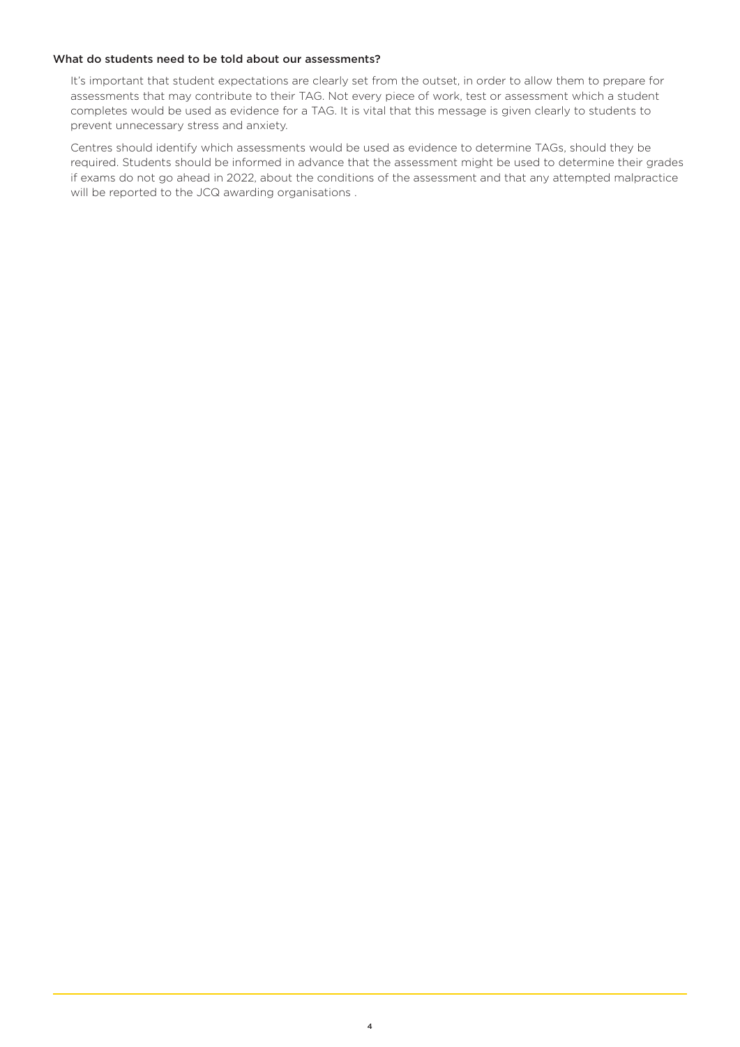### What do students need to be told about our assessments?

It's important that student expectations are clearly set from the outset, in order to allow them to prepare for assessments that may contribute to their TAG. Not every piece of work, test or assessment which a student completes would be used as evidence for a TAG. It is vital that this message is given clearly to students to prevent unnecessary stress and anxiety.

Centres should identify which assessments would be used as evidence to determine TAGs, should they be required. Students should be informed in advance that the assessment might be used to determine their grades if exams do not go ahead in 2022, about the conditions of the assessment and that any attempted malpractice will be reported to the JCQ awarding organisations .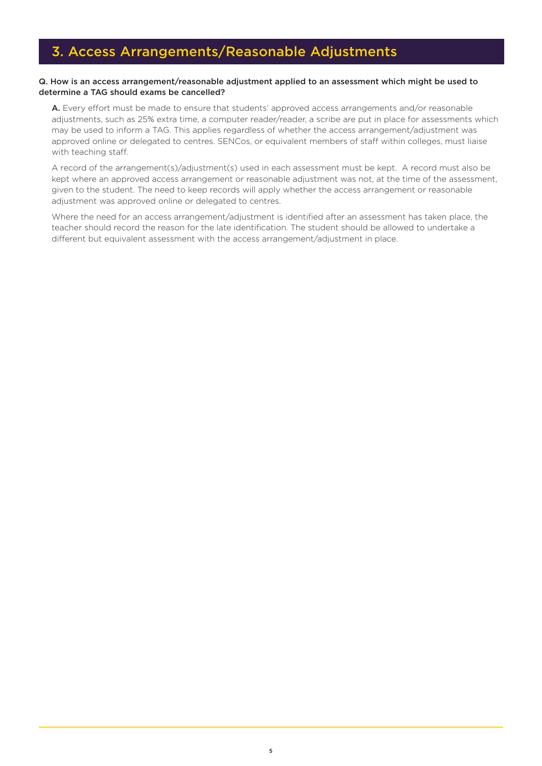## 3. Access Arrangements/Reasonable Adjustments

**Q. How is an access arrangement/reasonable adjustment applied to an assessment which might be used to determine a TAG should exams be cancelled?**

**A.** Every effort must be made to ensure that students' approved access arrangements and/or reasonable adjustments, such as 25% extra time, a computer reader/reader, a scribe are put in place for assessments which may be used to inform a TAG. This applies regardless of whether the access arrangement/adjustment was approved online or delegated to centres. SENCos, or equivalent members of staff within colleges, must liaise with teaching staff.

A record of the arrangement(s)/adjustment(s) used in each assessment must be kept. A record must also be kept where an approved access arrangement or reasonable adjustment was not, at the time of the assessment, given to the student. The need to keep records will apply whether the access arrangement or reasonable adjustment was approved online or delegated to centres.

Where the need for an access arrangement/adjustment is identified after an assessment has taken place, the teacher should record the reason for the late identification. The student should be allowed to undertake a different but equivalent assessment with the access arrangement/adjustment in place.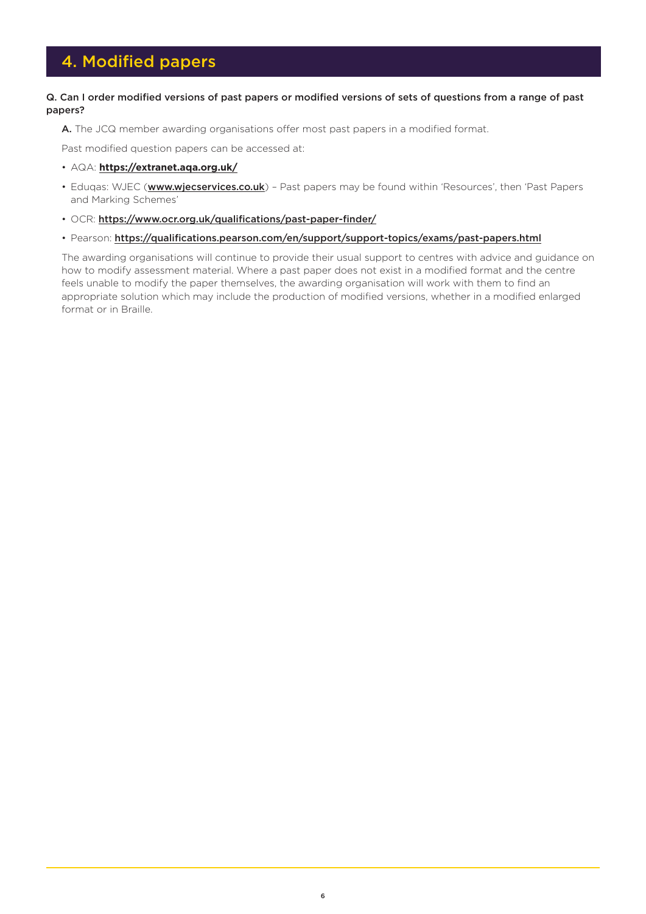# 4. Modified papers

**Q. Can I order modified versions of past papers or modified versions of sets of questions from a range of past papers?**

**A.** The JCQ member awarding organisations offer most past papers in a modified format.

Past modified question papers can be accessed at:

- AQA: **https://extranet.aqa.org.uk/**
- Eduqas: WJEC (**www.wjecservices.co.uk**) – Past papers may be found within 'Resources', then 'Past Papers and Marking Schemes'
- OCR: **https://www.ocr.org.uk/qualifications/past-paper-finder/**
- Pearson: **https://qualifications.pearson.com/en/support/support-topics/exams/past-papers.html**

The awarding organisations will continue to provide their usual support to centres with advice and guidance on how to modify assessment material. Where a past paper does not exist in a modified format and the centre feels unable to modify the paper themselves, the awarding organisation will work with them to find an appropriate solution which may include the production of modified versions, whether in a modified enlarged format or in Braille.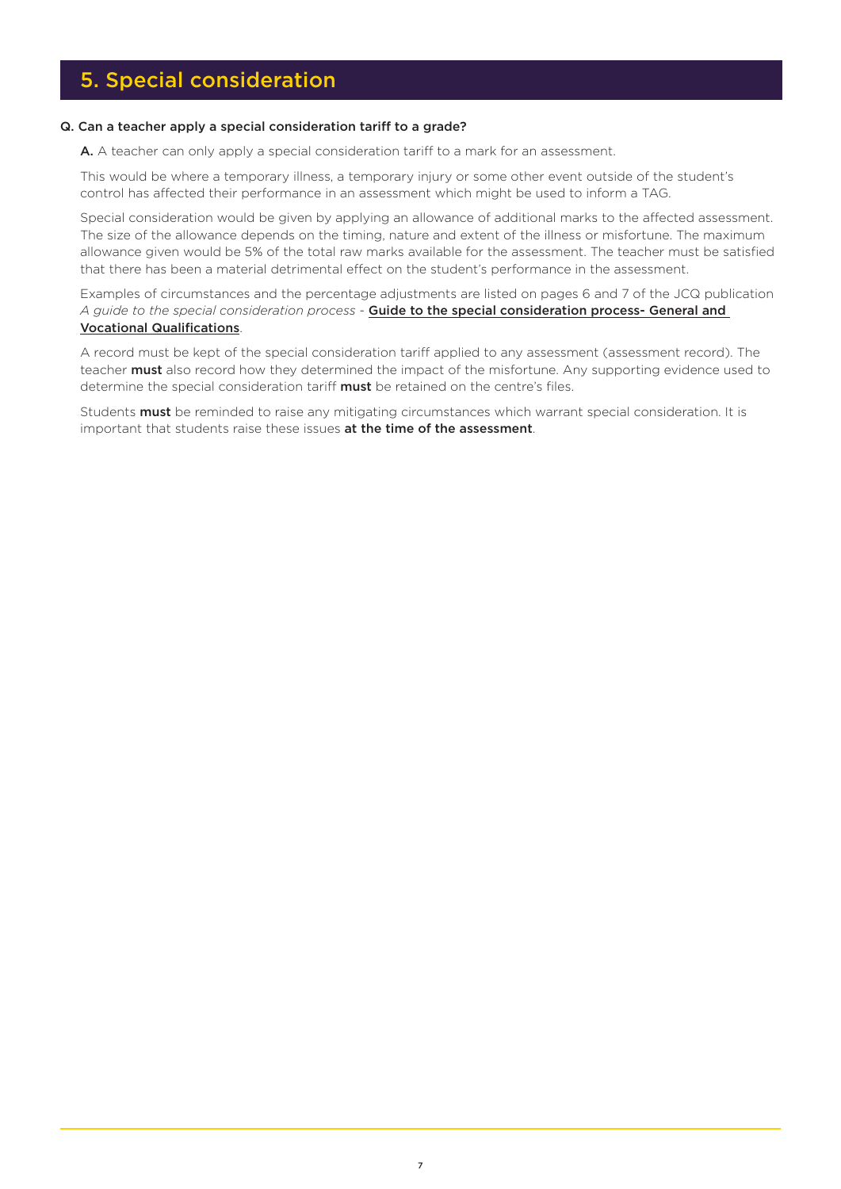## 5. Special consideration

**Q. Can a teacher apply a special consideration tariff to a grade?**

**A.** A teacher can only apply a special consideration tariff to a mark for an assessment.

This would be where a temporary illness, a temporary injury or some other event outside of the student's control has affected their performance in an assessment which might be used to inform a TAG.

Special consideration would be given by applying an allowance of additional marks to the affected assessment. The size of the allowance depends on the timing, nature and extent of the illness or misfortune. The maximum allowance given would be 5% of the total raw marks available for the assessment. The teacher must be satisfied that there has been a material detrimental effect on the student's performance in the assessment.

Examples of circumstances and the percentage adjustments are listed on pages 6 and 7 of the JCQ publication *A guide to the special consideration process* - Guide to the special consideration process- General and Vocational Qualifications.

A record must be kept of the special consideration tariff applied to any assessment (assessment record). The teacher **must** also record how they determined the impact of the misfortune. Any supporting evidence used to determine the special consideration tariff **must** be retained on the centre's files.

Students **must** be reminded to raise any mitigating circumstances which warrant special consideration. It is important that students raise these issues **at the time of the assessment**.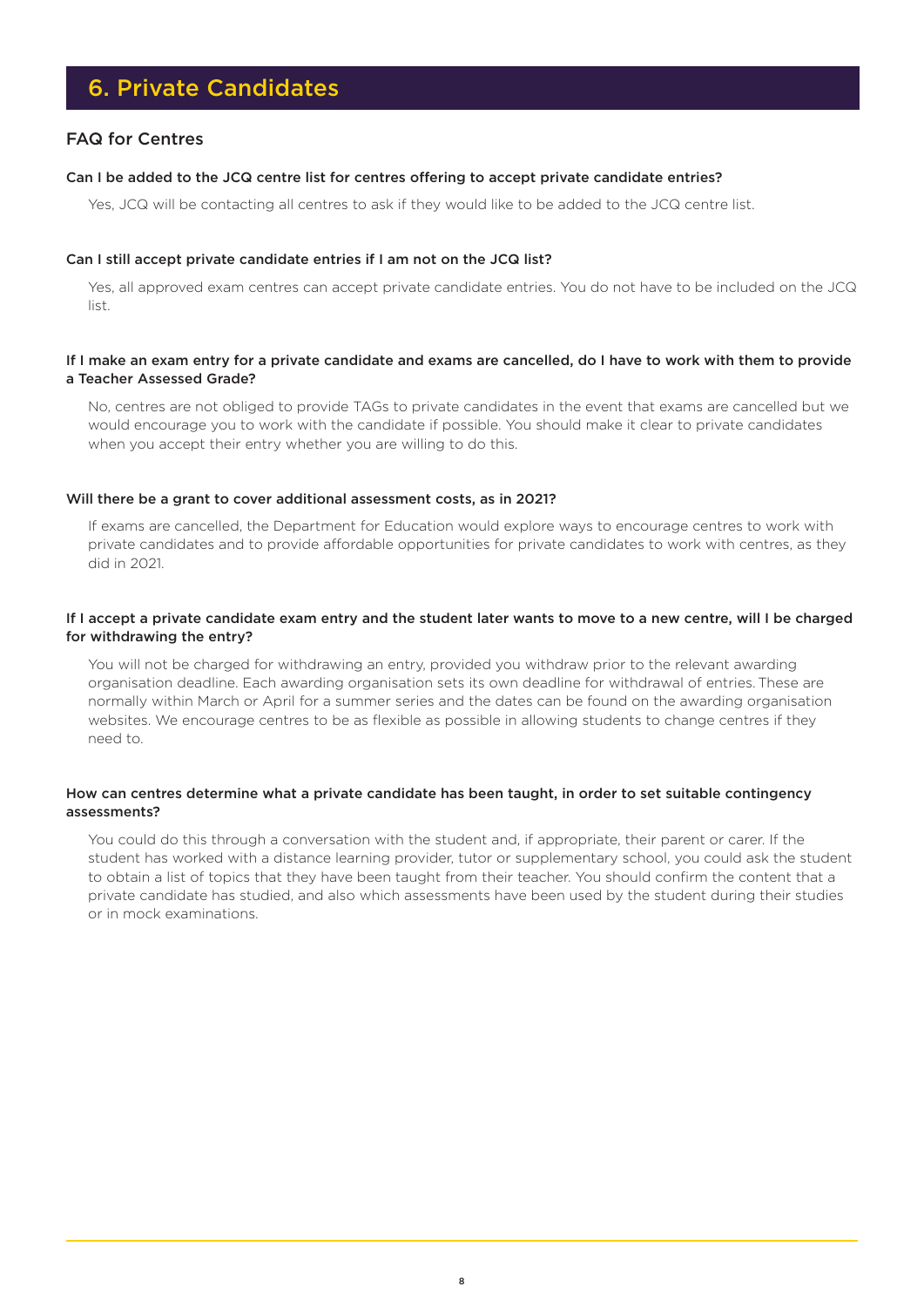# 6. Private Candidates

## FAQ for Centres

**Can I be added to the JCQ centre list for centres offering to accept private candidate entries?**

Yes, JCQ will be contacting all centres to ask if they would like to be added to the JCQ centre list.

**Can I still accept private candidate entries if I am not on the JCQ list?**

Yes, all approved exam centres can accept private candidate entries. You do not have to be included on the JCQ list.

**If I make an exam entry for a private candidate and exams are cancelled, do I have to work with them to provide a Teacher Assessed Grade?**

No, centres are not obliged to provide TAGs to private candidates in the event that exams are cancelled but we would encourage you to work with the candidate if possible. You should make it clear to private candidates when you accept their entry whether you are willing to do this.

**Will there be a grant to cover additional assessment costs, as in 2021?**

If exams are cancelled, the Department for Education would explore ways to encourage centres to work with private candidates and to provide affordable opportunities for private candidates to work with centres, as they did in 2021.

**If I accept a private candidate exam entry and the student later wants to move to a new centre, will I be charged for withdrawing the entry?**

You will not be charged for withdrawing an entry, provided you withdraw prior to the relevant awarding organisation deadline. Each awarding organisation sets its own deadline for withdrawal of entries. These are normally within March or April for a summer series and the dates can be found on the awarding organisation websites. We encourage centres to be as flexible as possible in allowing students to change centres if they need to.

**How can centres determine what a private candidate has been taught, in order to set suitable contingency assessments?**

You could do this through a conversation with the student and, if appropriate, their parent or carer. If the student has worked with a distance learning provider, tutor or supplementary school, you could ask the student to obtain a list of topics that they have been taught from their teacher. You should confirm the content that a private candidate has studied, and also which assessments have been used by the student during their studies or in mock examinations.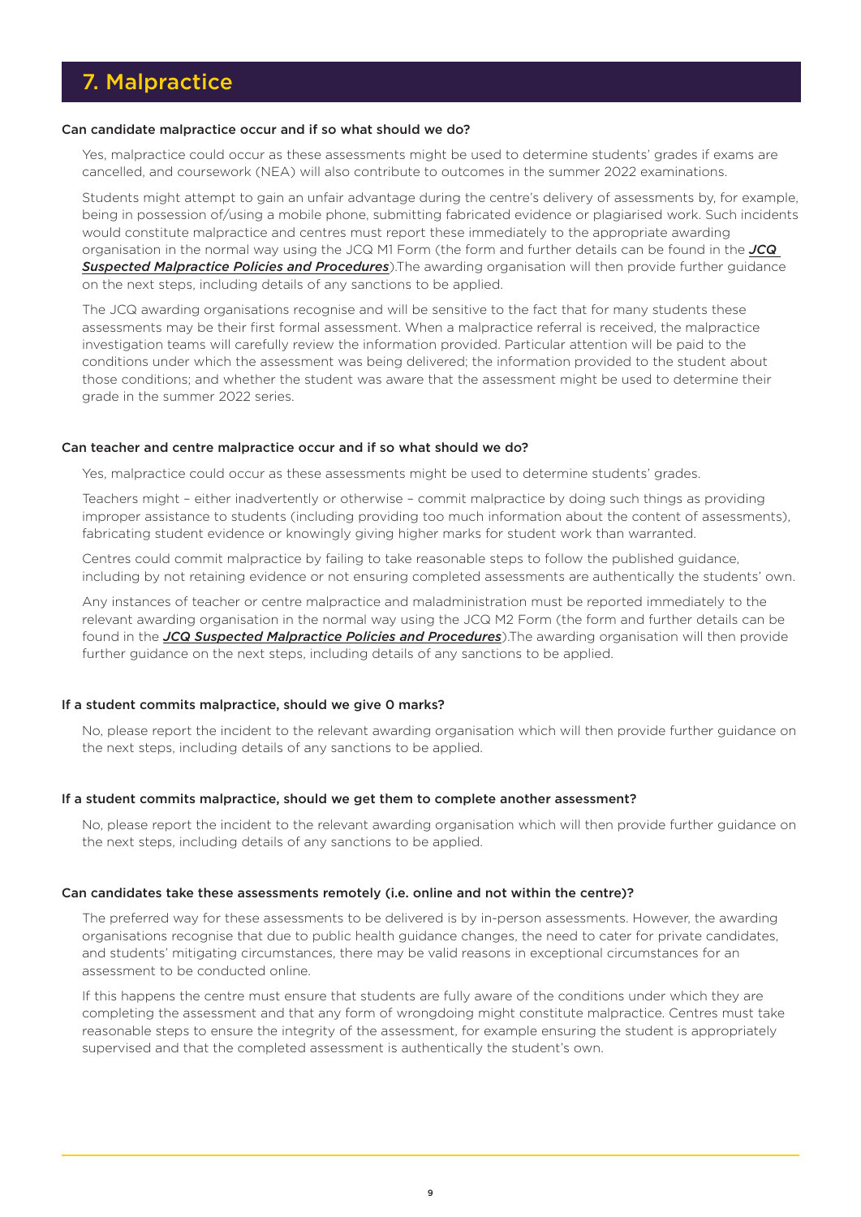# 7. Malpractice

**Can candidate malpractice occur and if so what should we do?**

Yes, malpractice could occur as these assessments might be used to determine students' grades if exams are cancelled, and coursework (NEA) will also contribute to outcomes in the summer 2022 examinations.

Students might attempt to gain an unfair advantage during the centre's delivery of assessments by, for example, being in possession of/using a mobile phone, submitting fabricated evidence or plagiarised work. Such incidents would constitute malpractice and centres must report these immediately to the appropriate awarding organisation in the normal way using the JCQ M1 Form (the form and further details can be found in the ***JCQ Suspected Malpractice Policies and Procedures***).The awarding organisation will then provide further guidance on the next steps, including details of any sanctions to be applied.

The JCQ awarding organisations recognise and will be sensitive to the fact that for many students these assessments may be their first formal assessment. When a malpractice referral is received, the malpractice investigation teams will carefully review the information provided. Particular attention will be paid to the conditions under which the assessment was being delivered; the information provided to the student about those conditions; and whether the student was aware that the assessment might be used to determine their grade in the summer 2022 series.

**Can teacher and centre malpractice occur and if so what should we do?**

Yes, malpractice could occur as these assessments might be used to determine students' grades.

Teachers might – either inadvertently or otherwise – commit malpractice by doing such things as providing improper assistance to students (including providing too much information about the content of assessments), fabricating student evidence or knowingly giving higher marks for student work than warranted.

Centres could commit malpractice by failing to take reasonable steps to follow the published guidance, including by not retaining evidence or not ensuring completed assessments are authentically the students' own.

Any instances of teacher or centre malpractice and maladministration must be reported immediately to the relevant awarding organisation in the normal way using the JCQ M2 Form (the form and further details can be found in the ***JCQ Suspected Malpractice Policies and Procedures***).The awarding organisation will then provide further guidance on the next steps, including details of any sanctions to be applied.

**If a student commits malpractice, should we give 0 marks?**

No, please report the incident to the relevant awarding organisation which will then provide further guidance on the next steps, including details of any sanctions to be applied.

**If a student commits malpractice, should we get them to complete another assessment?**

No, please report the incident to the relevant awarding organisation which will then provide further guidance on the next steps, including details of any sanctions to be applied.

**Can candidates take these assessments remotely (i.e. online and not within the centre)?**

The preferred way for these assessments to be delivered is by in-person assessments. However, the awarding organisations recognise that due to public health guidance changes, the need to cater for private candidates, and students' mitigating circumstances, there may be valid reasons in exceptional circumstances for an assessment to be conducted online.

If this happens the centre must ensure that students are fully aware of the conditions under which they are completing the assessment and that any form of wrongdoing might constitute malpractice. Centres must take reasonable steps to ensure the integrity of the assessment, for example ensuring the student is appropriately supervised and that the completed assessment is authentically the student's own.